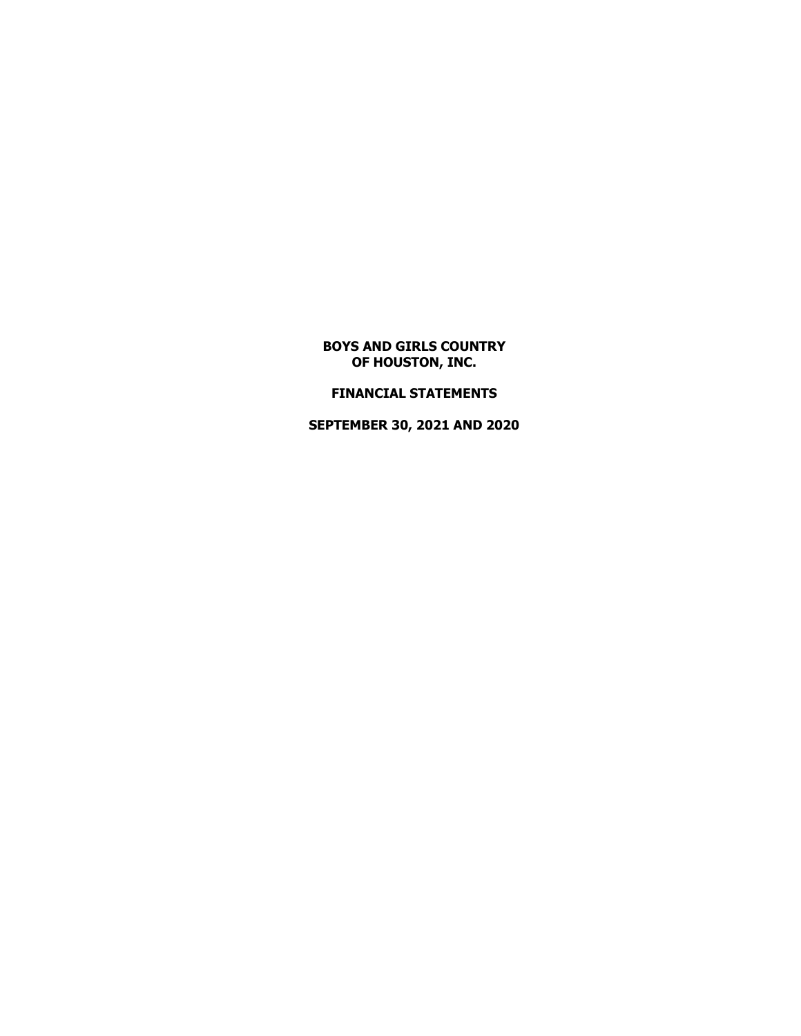**BOYS AND GIRLS COUNTRY**
**OF HOUSTON, INC.**

**FINANCIAL STATEMENTS**

**SEPTEMBER 30, 2021 AND 2020**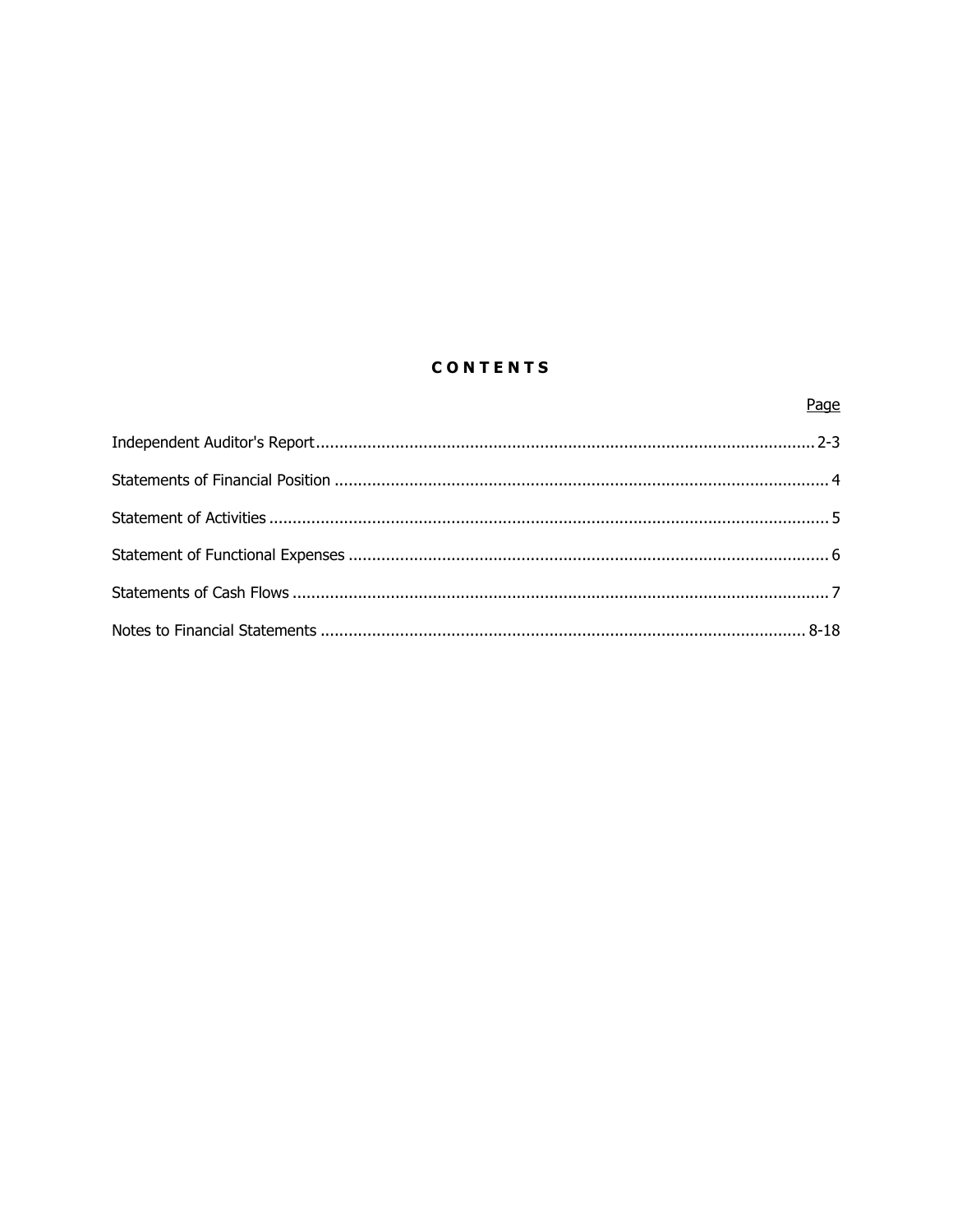# C O N T E N T S

| | Page |
|---|---|
| Independent Auditor's Report | 2-3 |
| Statements of Financial Position | 4 |
| Statement of Activities | 5 |
| Statement of Functional Expenses | 6 |
| Statements of Cash Flows | 7 |
| Notes to Financial Statements | 8-18 |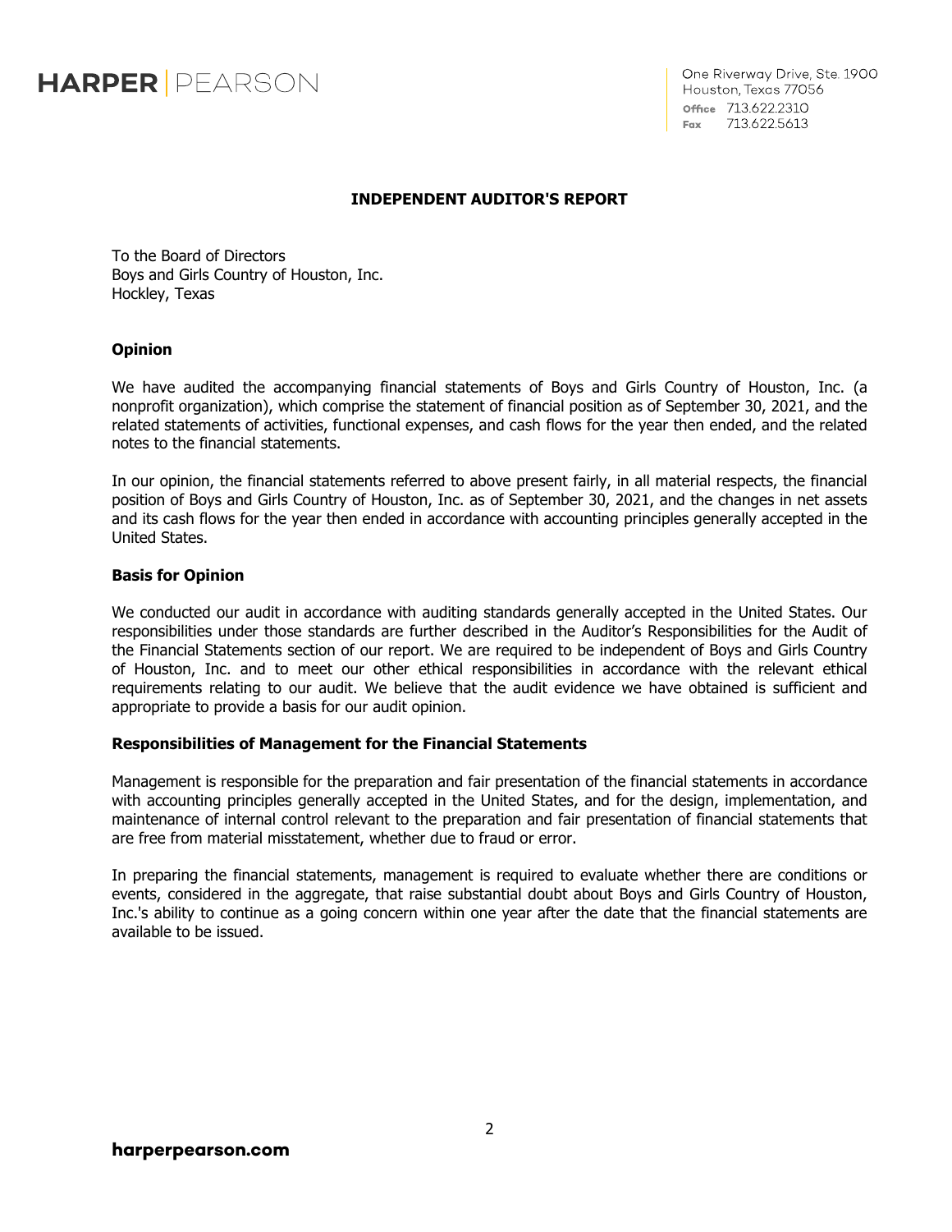HARPER | PEARSON

One Riverway Drive, Ste. 1900
Houston, Texas 77056
Office 713.622.2310
Fax 713.622.5613

# INDEPENDENT AUDITOR'S REPORT

To the Board of Directors
Boys and Girls Country of Houston, Inc.
Hockley, Texas

## Opinion

We have audited the accompanying financial statements of Boys and Girls Country of Houston, Inc. (a nonprofit organization), which comprise the statement of financial position as of September 30, 2021, and the related statements of activities, functional expenses, and cash flows for the year then ended, and the related notes to the financial statements.

In our opinion, the financial statements referred to above present fairly, in all material respects, the financial position of Boys and Girls Country of Houston, Inc. as of September 30, 2021, and the changes in net assets and its cash flows for the year then ended in accordance with accounting principles generally accepted in the United States.

## Basis for Opinion

We conducted our audit in accordance with auditing standards generally accepted in the United States. Our responsibilities under those standards are further described in the Auditor's Responsibilities for the Audit of the Financial Statements section of our report. We are required to be independent of Boys and Girls Country of Houston, Inc. and to meet our other ethical responsibilities in accordance with the relevant ethical requirements relating to our audit. We believe that the audit evidence we have obtained is sufficient and appropriate to provide a basis for our audit opinion.

## Responsibilities of Management for the Financial Statements

Management is responsible for the preparation and fair presentation of the financial statements in accordance with accounting principles generally accepted in the United States, and for the design, implementation, and maintenance of internal control relevant to the preparation and fair presentation of financial statements that are free from material misstatement, whether due to fraud or error.

In preparing the financial statements, management is required to evaluate whether there are conditions or events, considered in the aggregate, that raise substantial doubt about Boys and Girls Country of Houston, Inc.'s ability to continue as a going concern within one year after the date that the financial statements are available to be issued.

harperpearson.com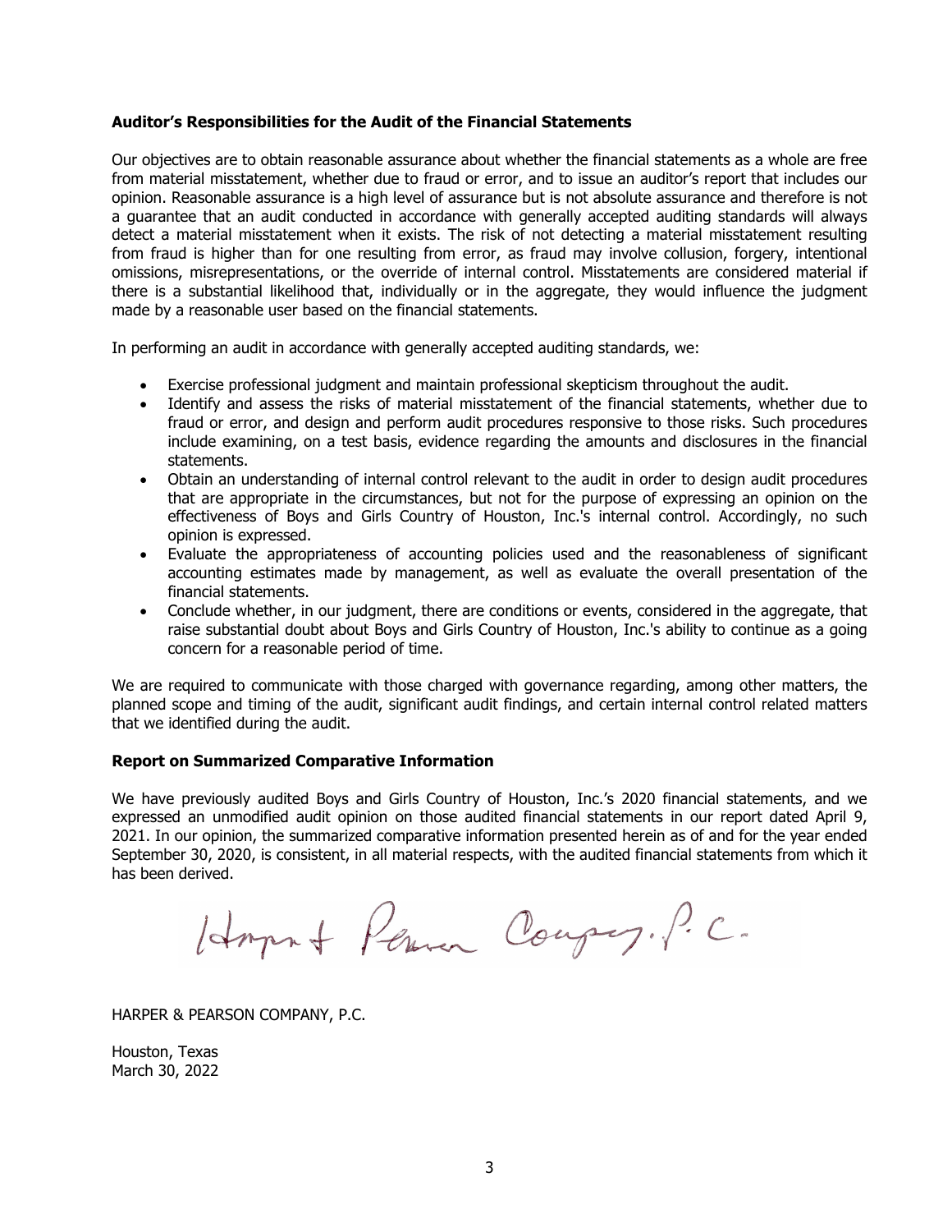### Auditor's Responsibilities for the Audit of the Financial Statements

Our objectives are to obtain reasonable assurance about whether the financial statements as a whole are free from material misstatement, whether due to fraud or error, and to issue an auditor's report that includes our opinion. Reasonable assurance is a high level of assurance but is not absolute assurance and therefore is not a guarantee that an audit conducted in accordance with generally accepted auditing standards will always detect a material misstatement when it exists. The risk of not detecting a material misstatement resulting from fraud is higher than for one resulting from error, as fraud may involve collusion, forgery, intentional omissions, misrepresentations, or the override of internal control. Misstatements are considered material if there is a substantial likelihood that, individually or in the aggregate, they would influence the judgment made by a reasonable user based on the financial statements.

In performing an audit in accordance with generally accepted auditing standards, we:

- Exercise professional judgment and maintain professional skepticism throughout the audit.
- Identify and assess the risks of material misstatement of the financial statements, whether due to fraud or error, and design and perform audit procedures responsive to those risks. Such procedures include examining, on a test basis, evidence regarding the amounts and disclosures in the financial statements.
- Obtain an understanding of internal control relevant to the audit in order to design audit procedures that are appropriate in the circumstances, but not for the purpose of expressing an opinion on the effectiveness of Boys and Girls Country of Houston, Inc.'s internal control. Accordingly, no such opinion is expressed.
- Evaluate the appropriateness of accounting policies used and the reasonableness of significant accounting estimates made by management, as well as evaluate the overall presentation of the financial statements.
- Conclude whether, in our judgment, there are conditions or events, considered in the aggregate, that raise substantial doubt about Boys and Girls Country of Houston, Inc.'s ability to continue as a going concern for a reasonable period of time.

We are required to communicate with those charged with governance regarding, among other matters, the planned scope and timing of the audit, significant audit findings, and certain internal control related matters that we identified during the audit.

### Report on Summarized Comparative Information

We have previously audited Boys and Girls Country of Houston, Inc.'s 2020 financial statements, and we expressed an unmodified audit opinion on those audited financial statements in our report dated April 9, 2021. In our opinion, the summarized comparative information presented herein as of and for the year ended September 30, 2020, is consistent, in all material respects, with the audited financial statements from which it has been derived.

Harper & Pearson Company, P.C.

HARPER & PEARSON COMPANY, P.C.

Houston, Texas
March 30, 2022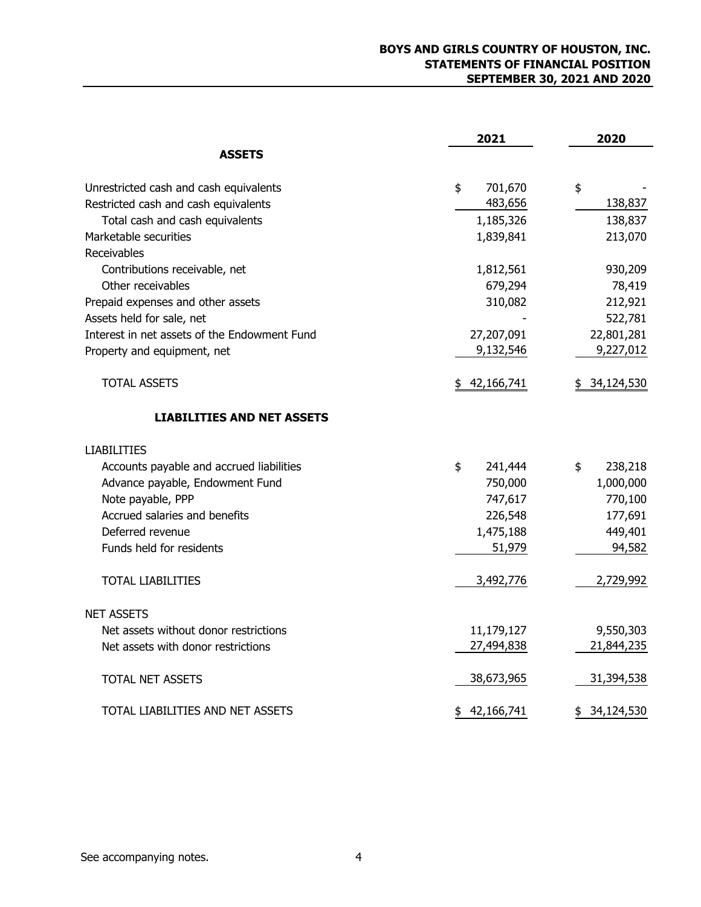# BOYS AND GIRLS COUNTRY OF HOUSTON, INC.
## STATEMENTS OF FINANCIAL POSITION
### SEPTEMBER 30, 2021 AND 2020

| | 2021 | 2020 |
|---|---|---|
| **ASSETS** | | |
| Unrestricted cash and cash equivalents | $ 701,670 | $ - |
| Restricted cash and cash equivalents | 483,656 | 138,837 |
| Total cash and cash equivalents | 1,185,326 | 138,837 |
| Marketable securities | 1,839,841 | 213,070 |
| Receivables | | |
| Contributions receivable, net | 1,812,561 | 930,209 |
| Other receivables | 679,294 | 78,419 |
| Prepaid expenses and other assets | 310,082 | 212,921 |
| Assets held for sale, net | - | 522,781 |
| Interest in net assets of the Endowment Fund | 27,207,091 | 22,801,281 |
| Property and equipment, net | 9,132,546 | 9,227,012 |
| TOTAL ASSETS | $ 42,166,741 | $ 34,124,530 |
| **LIABILITIES AND NET ASSETS** | | |
| LIABILITIES | | |
| Accounts payable and accrued liabilities | $ 241,444 | $ 238,218 |
| Advance payable, Endowment Fund | 750,000 | 1,000,000 |
| Note payable, PPP | 747,617 | 770,100 |
| Accrued salaries and benefits | 226,548 | 177,691 |
| Deferred revenue | 1,475,188 | 449,401 |
| Funds held for residents | 51,979 | 94,582 |
| TOTAL LIABILITIES | 3,492,776 | 2,729,992 |
| NET ASSETS | | |
| Net assets without donor restrictions | 11,179,127 | 9,550,303 |
| Net assets with donor restrictions | 27,494,838 | 21,844,235 |
| TOTAL NET ASSETS | 38,673,965 | 31,394,538 |
| TOTAL LIABILITIES AND NET ASSETS | $ 42,166,741 | $ 34,124,530 |

See accompanying notes.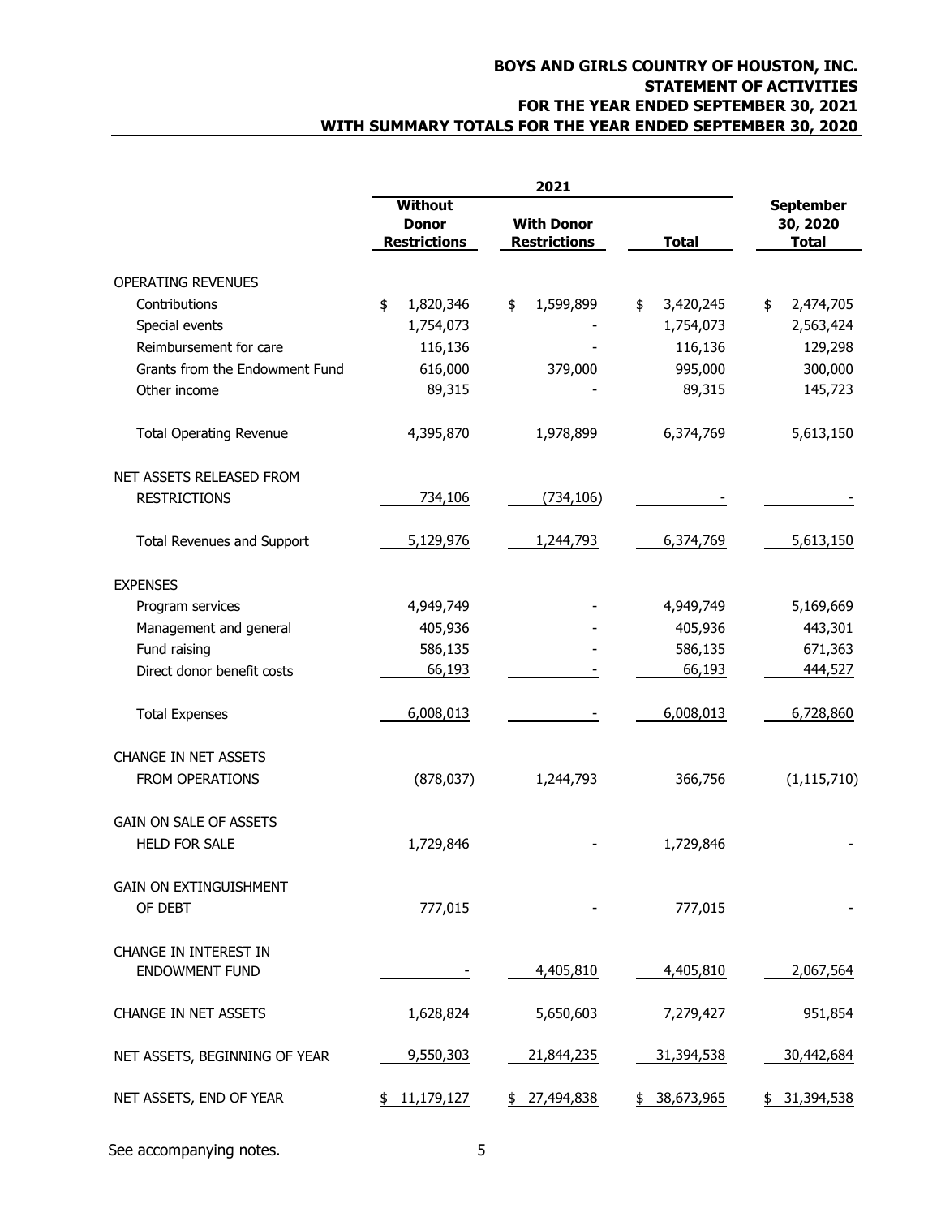# BOYS AND GIRLS COUNTRY OF HOUSTON, INC.
## STATEMENT OF ACTIVITIES
## FOR THE YEAR ENDED SEPTEMBER 30, 2021
## WITH SUMMARY TOTALS FOR THE YEAR ENDED SEPTEMBER 30, 2020

| | 2021 | | | September 30, 2020 |
|---|---|---|---|---|
| | Without Donor Restrictions | With Donor Restrictions | Total | Total |
| OPERATING REVENUES | | | | |
| Contributions | $ 1,820,346 | $ 1,599,899 | $ 3,420,245 | $ 2,474,705 |
| Special events | 1,754,073 | - | 1,754,073 | 2,563,424 |
| Reimbursement for care | 116,136 | - | 116,136 | 129,298 |
| Grants from the Endowment Fund | 616,000 | 379,000 | 995,000 | 300,000 |
| Other income | 89,315 | - | 89,315 | 145,723 |
| Total Operating Revenue | 4,395,870 | 1,978,899 | 6,374,769 | 5,613,150 |
| NET ASSETS RELEASED FROM RESTRICTIONS | 734,106 | (734,106) | - | - |
| Total Revenues and Support | 5,129,976 | 1,244,793 | 6,374,769 | 5,613,150 |
| EXPENSES | | | | |
| Program services | 4,949,749 | - | 4,949,749 | 5,169,669 |
| Management and general | 405,936 | - | 405,936 | 443,301 |
| Fund raising | 586,135 | - | 586,135 | 671,363 |
| Direct donor benefit costs | 66,193 | - | 66,193 | 444,527 |
| Total Expenses | 6,008,013 | - | 6,008,013 | 6,728,860 |
| CHANGE IN NET ASSETS FROM OPERATIONS | (878,037) | 1,244,793 | 366,756 | (1,115,710) |
| GAIN ON SALE OF ASSETS HELD FOR SALE | 1,729,846 | - | 1,729,846 | - |
| GAIN ON EXTINGUISHMENT OF DEBT | 777,015 | - | 777,015 | - |
| CHANGE IN INTEREST IN ENDOWMENT FUND | - | 4,405,810 | 4,405,810 | 2,067,564 |
| CHANGE IN NET ASSETS | 1,628,824 | 5,650,603 | 7,279,427 | 951,854 |
| NET ASSETS, BEGINNING OF YEAR | 9,550,303 | 21,844,235 | 31,394,538 | 30,442,684 |
| NET ASSETS, END OF YEAR | $ 11,179,127 | $ 27,494,838 | $ 38,673,965 | $ 31,394,538 |

See accompanying notes.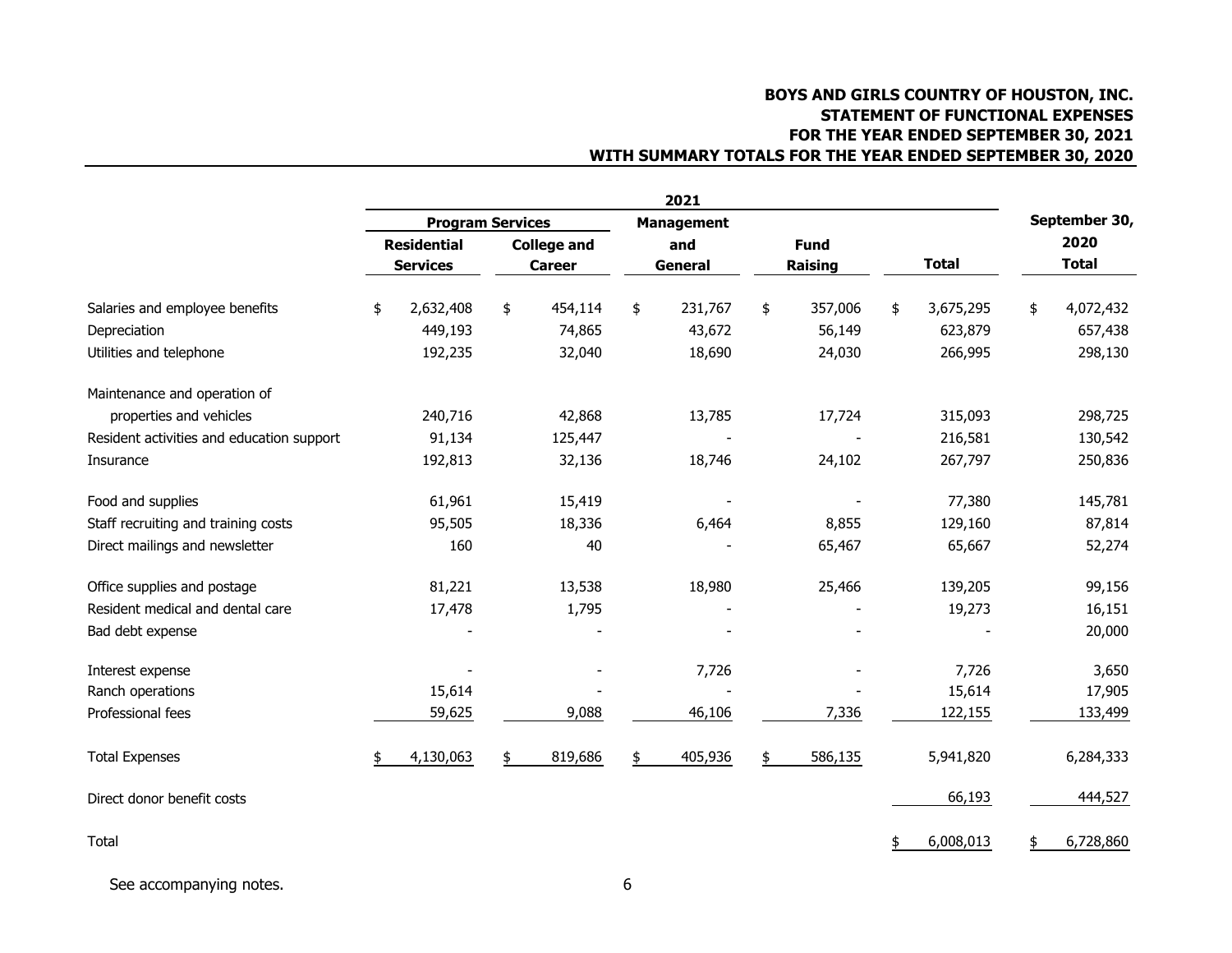**BOYS AND GIRLS COUNTRY OF HOUSTON, INC.**
**STATEMENT OF FUNCTIONAL EXPENSES**
**FOR THE YEAR ENDED SEPTEMBER 30, 2021**
**WITH SUMMARY TOTALS FOR THE YEAR ENDED SEPTEMBER 30, 2020**

| | 2021 | | | | | September 30, 2020 |
|---|---|---|---|---|---|---|
| | Program Services | | Management and General | Fund Raising | Total | Total |
| | Residential Services | College and Career | | | | |
| Salaries and employee benefits | $ 2,632,408 | $ 454,114 | $ 231,767 | $ 357,006 | $ 3,675,295 | $ 4,072,432 |
| Depreciation | 449,193 | 74,865 | 43,672 | 56,149 | 623,879 | 657,438 |
| Utilities and telephone | 192,235 | 32,040 | 18,690 | 24,030 | 266,995 | 298,130 |
| Maintenance and operation of properties and vehicles | 240,716 | 42,868 | 13,785 | 17,724 | 315,093 | 298,725 |
| Resident activities and education support | 91,134 | 125,447 | - | - | 216,581 | 130,542 |
| Insurance | 192,813 | 32,136 | 18,746 | 24,102 | 267,797 | 250,836 |
| Food and supplies | 61,961 | 15,419 | - | - | 77,380 | 145,781 |
| Staff recruiting and training costs | 95,505 | 18,336 | 6,464 | 8,855 | 129,160 | 87,814 |
| Direct mailings and newsletter | 160 | 40 | - | 65,467 | 65,667 | 52,274 |
| Office supplies and postage | 81,221 | 13,538 | 18,980 | 25,466 | 139,205 | 99,156 |
| Resident medical and dental care | 17,478 | 1,795 | - | - | 19,273 | 16,151 |
| Bad debt expense | - | - | - | - | - | 20,000 |
| Interest expense | - | - | 7,726 | - | 7,726 | 3,650 |
| Ranch operations | 15,614 | - | - | - | 15,614 | 17,905 |
| Professional fees | 59,625 | 9,088 | 46,106 | 7,336 | 122,155 | 133,499 |
| Total Expenses | $ 4,130,063 | $ 819,686 | $ 405,936 | $ 586,135 | 5,941,820 | 6,284,333 |
| Direct donor benefit costs | | | | | 66,193 | 444,527 |
| Total | | | | | $ 6,008,013 | $ 6,728,860 |

See accompanying notes.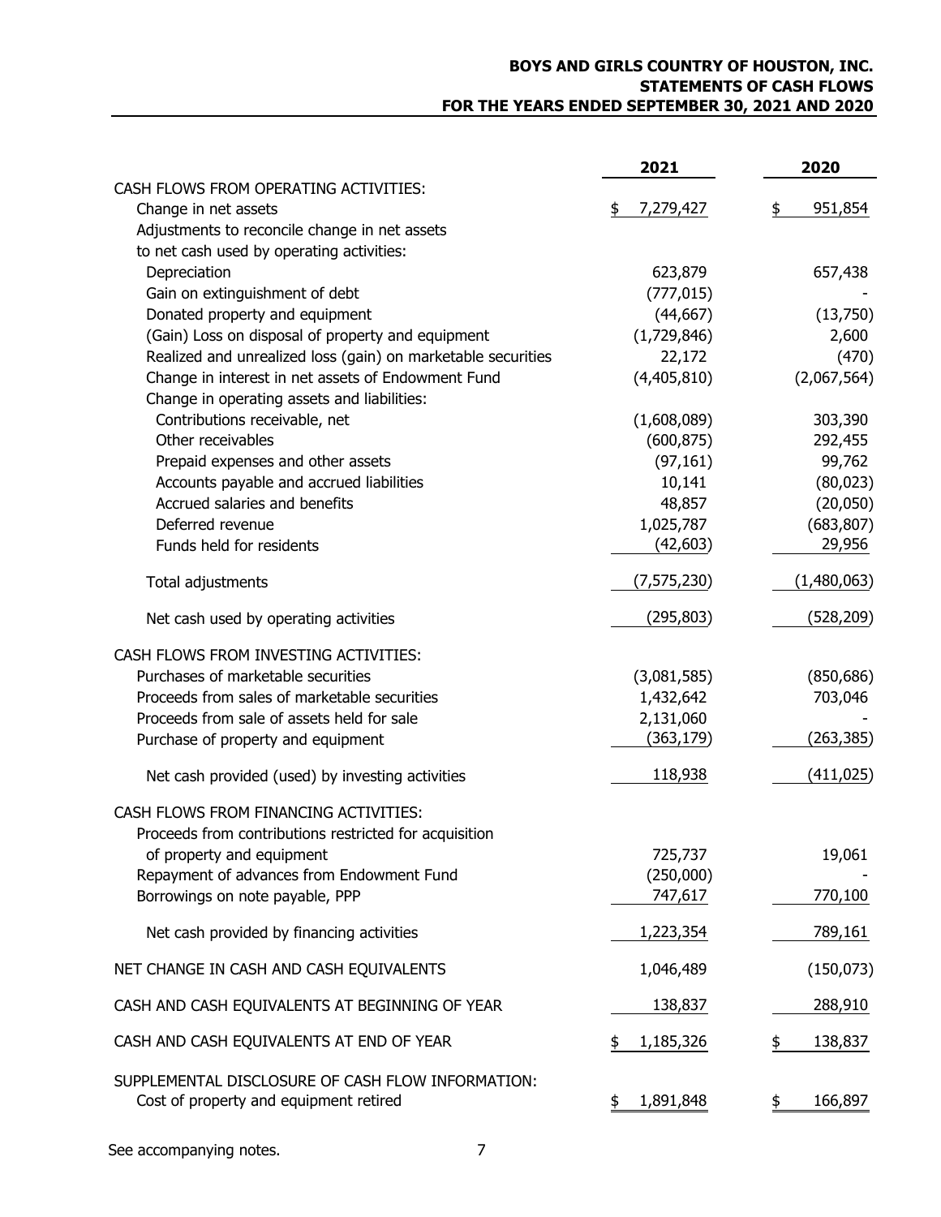# BOYS AND GIRLS COUNTRY OF HOUSTON, INC.
## STATEMENTS OF CASH FLOWS
### FOR THE YEARS ENDED SEPTEMBER 30, 2021 AND 2020

| | 2021 | 2020 |
|---|---|---|
| CASH FLOWS FROM OPERATING ACTIVITIES: | | |
| Change in net assets | $ 7,279,427 | $ 951,854 |
| Adjustments to reconcile change in net assets to net cash used by operating activities: | | |
| Depreciation | 623,879 | 657,438 |
| Gain on extinguishment of debt | (777,015) | - |
| Donated property and equipment | (44,667) | (13,750) |
| (Gain) Loss on disposal of property and equipment | (1,729,846) | 2,600 |
| Realized and unrealized loss (gain) on marketable securities | 22,172 | (470) |
| Change in interest in net assets of Endowment Fund | (4,405,810) | (2,067,564) |
| Change in operating assets and liabilities: | | |
| Contributions receivable, net | (1,608,089) | 303,390 |
| Other receivables | (600,875) | 292,455 |
| Prepaid expenses and other assets | (97,161) | 99,762 |
| Accounts payable and accrued liabilities | 10,141 | (80,023) |
| Accrued salaries and benefits | 48,857 | (20,050) |
| Deferred revenue | 1,025,787 | (683,807) |
| Funds held for residents | (42,603) | 29,956 |
| Total adjustments | (7,575,230) | (1,480,063) |
| Net cash used by operating activities | (295,803) | (528,209) |
| CASH FLOWS FROM INVESTING ACTIVITIES: | | |
| Purchases of marketable securities | (3,081,585) | (850,686) |
| Proceeds from sales of marketable securities | 1,432,642 | 703,046 |
| Proceeds from sale of assets held for sale | 2,131,060 | - |
| Purchase of property and equipment | (363,179) | (263,385) |
| Net cash provided (used) by investing activities | 118,938 | (411,025) |
| CASH FLOWS FROM FINANCING ACTIVITIES: | | |
| Proceeds from contributions restricted for acquisition of property and equipment | 725,737 | 19,061 |
| Repayment of advances from Endowment Fund | (250,000) | - |
| Borrowings on note payable, PPP | 747,617 | 770,100 |
| Net cash provided by financing activities | 1,223,354 | 789,161 |
| NET CHANGE IN CASH AND CASH EQUIVALENTS | 1,046,489 | (150,073) |
| CASH AND CASH EQUIVALENTS AT BEGINNING OF YEAR | 138,837 | 288,910 |
| CASH AND CASH EQUIVALENTS AT END OF YEAR | $ 1,185,326 | $ 138,837 |
| SUPPLEMENTAL DISCLOSURE OF CASH FLOW INFORMATION: | | |
| Cost of property and equipment retired | $ 1,891,848 | $ 166,897 |

See accompanying notes.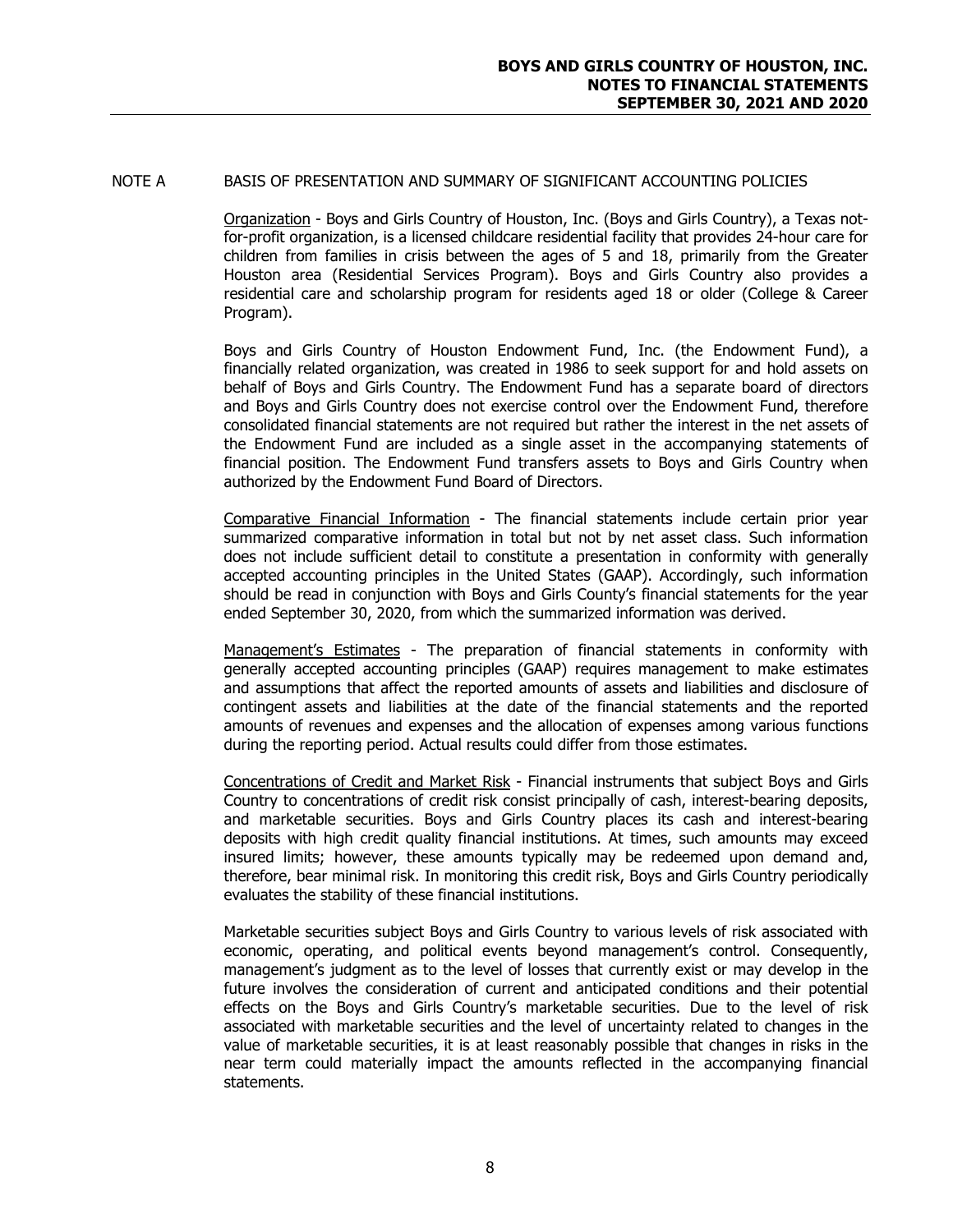## NOTE A BASIS OF PRESENTATION AND SUMMARY OF SIGNIFICANT ACCOUNTING POLICIES

Organization - Boys and Girls Country of Houston, Inc. (Boys and Girls Country), a Texas not-for-profit organization, is a licensed childcare residential facility that provides 24-hour care for children from families in crisis between the ages of 5 and 18, primarily from the Greater Houston area (Residential Services Program). Boys and Girls Country also provides a residential care and scholarship program for residents aged 18 or older (College & Career Program).

Boys and Girls Country of Houston Endowment Fund, Inc. (the Endowment Fund), a financially related organization, was created in 1986 to seek support for and hold assets on behalf of Boys and Girls Country. The Endowment Fund has a separate board of directors and Boys and Girls Country does not exercise control over the Endowment Fund, therefore consolidated financial statements are not required but rather the interest in the net assets of the Endowment Fund are included as a single asset in the accompanying statements of financial position. The Endowment Fund transfers assets to Boys and Girls Country when authorized by the Endowment Fund Board of Directors.

Comparative Financial Information - The financial statements include certain prior year summarized comparative information in total but not by net asset class. Such information does not include sufficient detail to constitute a presentation in conformity with generally accepted accounting principles in the United States (GAAP). Accordingly, such information should be read in conjunction with Boys and Girls County's financial statements for the year ended September 30, 2020, from which the summarized information was derived.

Management's Estimates - The preparation of financial statements in conformity with generally accepted accounting principles (GAAP) requires management to make estimates and assumptions that affect the reported amounts of assets and liabilities and disclosure of contingent assets and liabilities at the date of the financial statements and the reported amounts of revenues and expenses and the allocation of expenses among various functions during the reporting period. Actual results could differ from those estimates.

Concentrations of Credit and Market Risk - Financial instruments that subject Boys and Girls Country to concentrations of credit risk consist principally of cash, interest-bearing deposits, and marketable securities. Boys and Girls Country places its cash and interest-bearing deposits with high credit quality financial institutions. At times, such amounts may exceed insured limits; however, these amounts typically may be redeemed upon demand and, therefore, bear minimal risk. In monitoring this credit risk, Boys and Girls Country periodically evaluates the stability of these financial institutions.

Marketable securities subject Boys and Girls Country to various levels of risk associated with economic, operating, and political events beyond management's control. Consequently, management's judgment as to the level of losses that currently exist or may develop in the future involves the consideration of current and anticipated conditions and their potential effects on the Boys and Girls Country's marketable securities. Due to the level of risk associated with marketable securities and the level of uncertainty related to changes in the value of marketable securities, it is at least reasonably possible that changes in risks in the near term could materially impact the amounts reflected in the accompanying financial statements.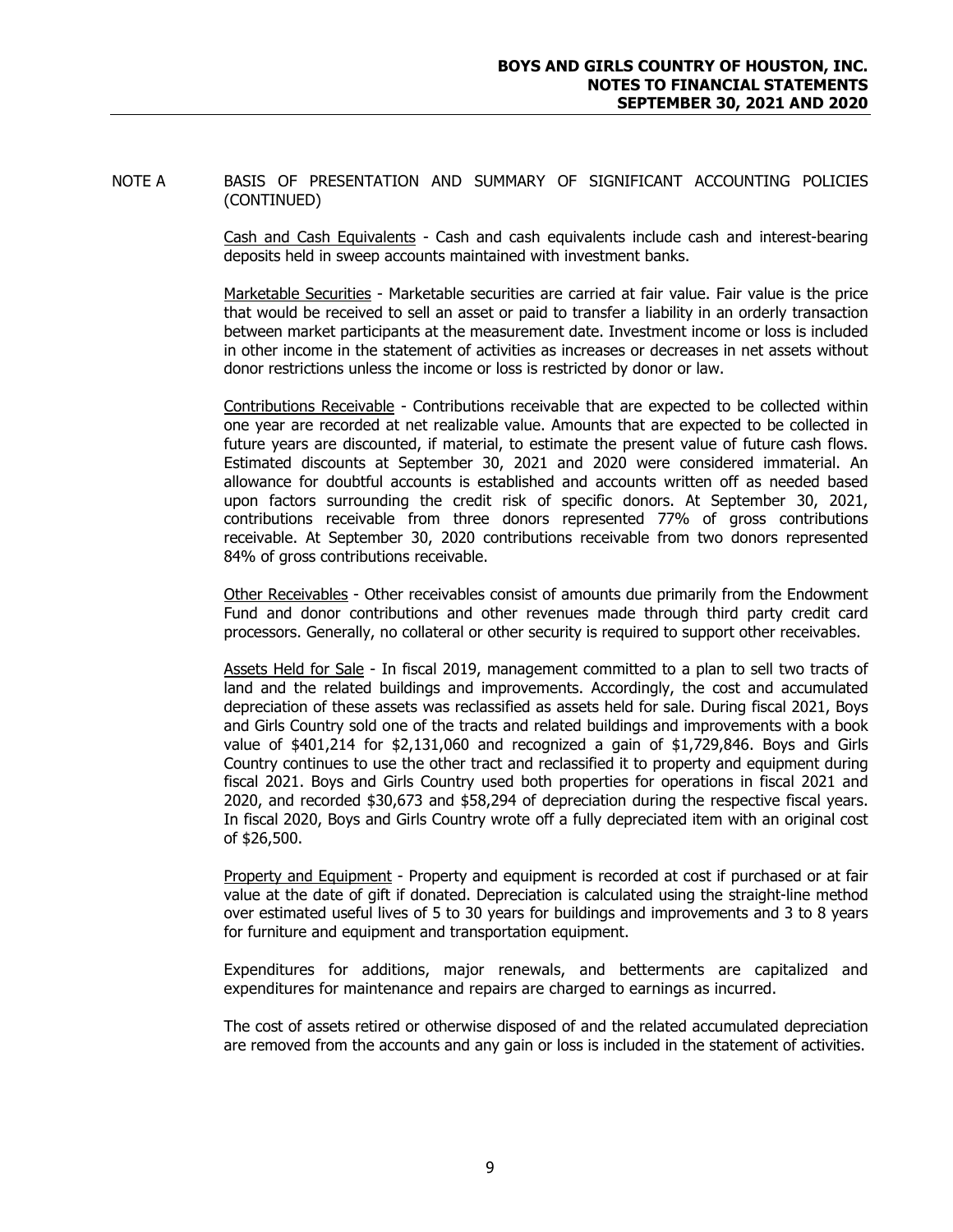NOTE A BASIS OF PRESENTATION AND SUMMARY OF SIGNIFICANT ACCOUNTING POLICIES (CONTINUED)

Cash and Cash Equivalents - Cash and cash equivalents include cash and interest-bearing deposits held in sweep accounts maintained with investment banks.

Marketable Securities - Marketable securities are carried at fair value. Fair value is the price that would be received to sell an asset or paid to transfer a liability in an orderly transaction between market participants at the measurement date. Investment income or loss is included in other income in the statement of activities as increases or decreases in net assets without donor restrictions unless the income or loss is restricted by donor or law.

Contributions Receivable - Contributions receivable that are expected to be collected within one year are recorded at net realizable value. Amounts that are expected to be collected in future years are discounted, if material, to estimate the present value of future cash flows. Estimated discounts at September 30, 2021 and 2020 were considered immaterial. An allowance for doubtful accounts is established and accounts written off as needed based upon factors surrounding the credit risk of specific donors. At September 30, 2021, contributions receivable from three donors represented 77% of gross contributions receivable. At September 30, 2020 contributions receivable from two donors represented 84% of gross contributions receivable.

Other Receivables - Other receivables consist of amounts due primarily from the Endowment Fund and donor contributions and other revenues made through third party credit card processors. Generally, no collateral or other security is required to support other receivables.

Assets Held for Sale - In fiscal 2019, management committed to a plan to sell two tracts of land and the related buildings and improvements. Accordingly, the cost and accumulated depreciation of these assets was reclassified as assets held for sale. During fiscal 2021, Boys and Girls Country sold one of the tracts and related buildings and improvements with a book value of $401,214 for $2,131,060 and recognized a gain of $1,729,846. Boys and Girls Country continues to use the other tract and reclassified it to property and equipment during fiscal 2021. Boys and Girls Country used both properties for operations in fiscal 2021 and 2020, and recorded $30,673 and $58,294 of depreciation during the respective fiscal years. In fiscal 2020, Boys and Girls Country wrote off a fully depreciated item with an original cost of $26,500.

Property and Equipment - Property and equipment is recorded at cost if purchased or at fair value at the date of gift if donated. Depreciation is calculated using the straight-line method over estimated useful lives of 5 to 30 years for buildings and improvements and 3 to 8 years for furniture and equipment and transportation equipment.

Expenditures for additions, major renewals, and betterments are capitalized and expenditures for maintenance and repairs are charged to earnings as incurred.

The cost of assets retired or otherwise disposed of and the related accumulated depreciation are removed from the accounts and any gain or loss is included in the statement of activities.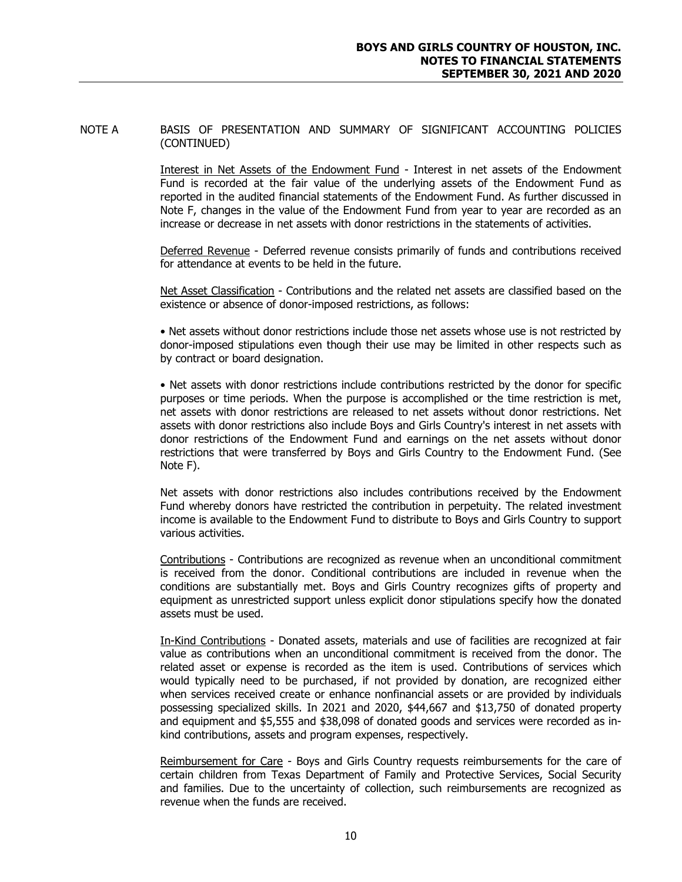NOTE A BASIS OF PRESENTATION AND SUMMARY OF SIGNIFICANT ACCOUNTING POLICIES (CONTINUED)

Interest in Net Assets of the Endowment Fund - Interest in net assets of the Endowment Fund is recorded at the fair value of the underlying assets of the Endowment Fund as reported in the audited financial statements of the Endowment Fund. As further discussed in Note F, changes in the value of the Endowment Fund from year to year are recorded as an increase or decrease in net assets with donor restrictions in the statements of activities.

Deferred Revenue - Deferred revenue consists primarily of funds and contributions received for attendance at events to be held in the future.

Net Asset Classification - Contributions and the related net assets are classified based on the existence or absence of donor-imposed restrictions, as follows:

• Net assets without donor restrictions include those net assets whose use is not restricted by donor-imposed stipulations even though their use may be limited in other respects such as by contract or board designation.

• Net assets with donor restrictions include contributions restricted by the donor for specific purposes or time periods. When the purpose is accomplished or the time restriction is met, net assets with donor restrictions are released to net assets without donor restrictions. Net assets with donor restrictions also include Boys and Girls Country's interest in net assets with donor restrictions of the Endowment Fund and earnings on the net assets without donor restrictions that were transferred by Boys and Girls Country to the Endowment Fund. (See Note F).

Net assets with donor restrictions also includes contributions received by the Endowment Fund whereby donors have restricted the contribution in perpetuity. The related investment income is available to the Endowment Fund to distribute to Boys and Girls Country to support various activities.

Contributions - Contributions are recognized as revenue when an unconditional commitment is received from the donor. Conditional contributions are included in revenue when the conditions are substantially met. Boys and Girls Country recognizes gifts of property and equipment as unrestricted support unless explicit donor stipulations specify how the donated assets must be used.

In-Kind Contributions - Donated assets, materials and use of facilities are recognized at fair value as contributions when an unconditional commitment is received from the donor. The related asset or expense is recorded as the item is used. Contributions of services which would typically need to be purchased, if not provided by donation, are recognized either when services received create or enhance nonfinancial assets or are provided by individuals possessing specialized skills. In 2021 and 2020, $44,667 and $13,750 of donated property and equipment and $5,555 and $38,098 of donated goods and services were recorded as in-kind contributions, assets and program expenses, respectively.

Reimbursement for Care - Boys and Girls Country requests reimbursements for the care of certain children from Texas Department of Family and Protective Services, Social Security and families. Due to the uncertainty of collection, such reimbursements are recognized as revenue when the funds are received.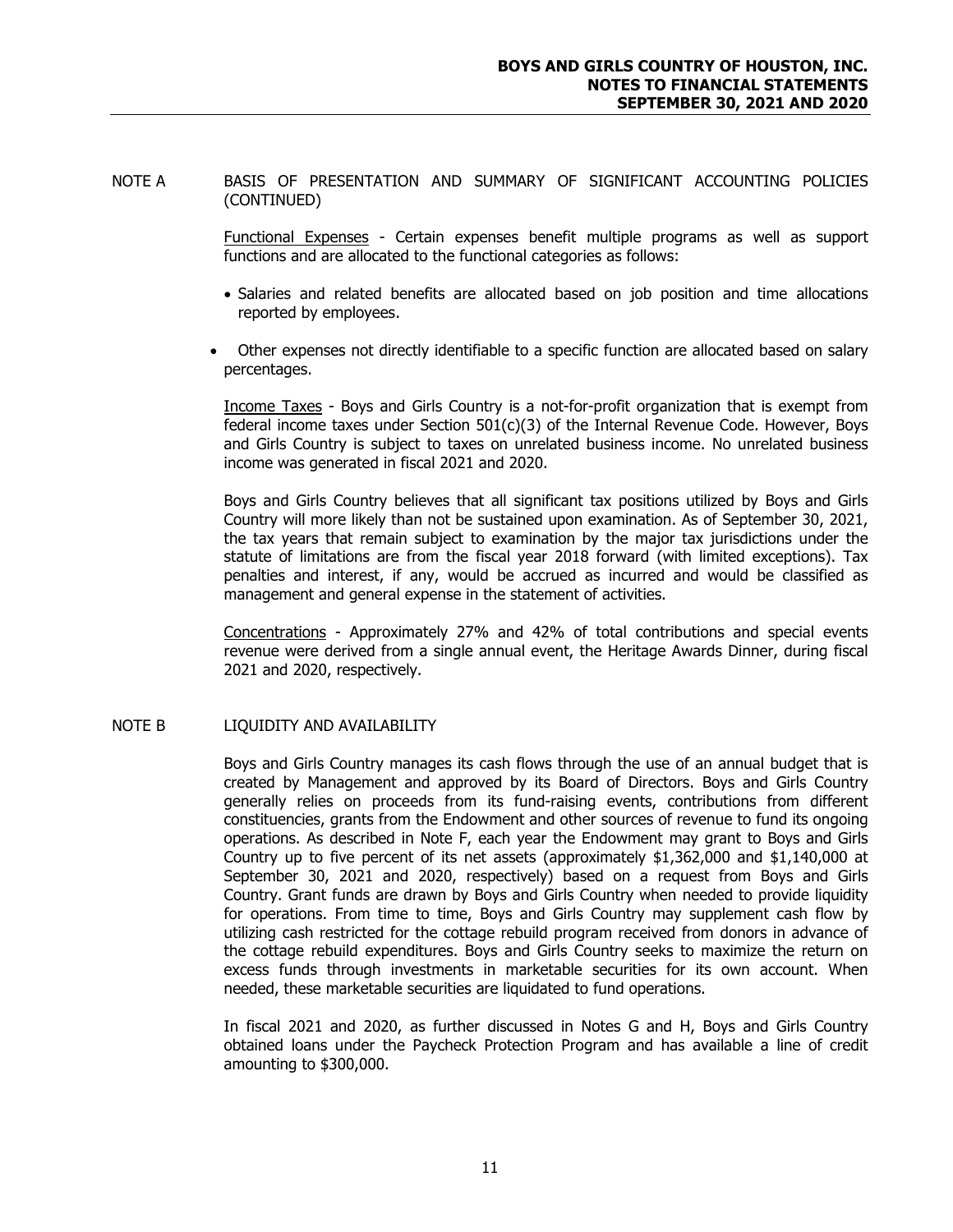NOTE A BASIS OF PRESENTATION AND SUMMARY OF SIGNIFICANT ACCOUNTING POLICIES (CONTINUED)

Functional Expenses - Certain expenses benefit multiple programs as well as support functions and are allocated to the functional categories as follows:

- Salaries and related benefits are allocated based on job position and time allocations reported by employees.
- Other expenses not directly identifiable to a specific function are allocated based on salary percentages.

Income Taxes - Boys and Girls Country is a not-for-profit organization that is exempt from federal income taxes under Section 501(c)(3) of the Internal Revenue Code. However, Boys and Girls Country is subject to taxes on unrelated business income. No unrelated business income was generated in fiscal 2021 and 2020.

Boys and Girls Country believes that all significant tax positions utilized by Boys and Girls Country will more likely than not be sustained upon examination. As of September 30, 2021, the tax years that remain subject to examination by the major tax jurisdictions under the statute of limitations are from the fiscal year 2018 forward (with limited exceptions). Tax penalties and interest, if any, would be accrued as incurred and would be classified as management and general expense in the statement of activities.

Concentrations - Approximately 27% and 42% of total contributions and special events revenue were derived from a single annual event, the Heritage Awards Dinner, during fiscal 2021 and 2020, respectively.

NOTE B LIQUIDITY AND AVAILABILITY

Boys and Girls Country manages its cash flows through the use of an annual budget that is created by Management and approved by its Board of Directors. Boys and Girls Country generally relies on proceeds from its fund-raising events, contributions from different constituencies, grants from the Endowment and other sources of revenue to fund its ongoing operations. As described in Note F, each year the Endowment may grant to Boys and Girls Country up to five percent of its net assets (approximately $1,362,000 and $1,140,000 at September 30, 2021 and 2020, respectively) based on a request from Boys and Girls Country. Grant funds are drawn by Boys and Girls Country when needed to provide liquidity for operations. From time to time, Boys and Girls Country may supplement cash flow by utilizing cash restricted for the cottage rebuild program received from donors in advance of the cottage rebuild expenditures. Boys and Girls Country seeks to maximize the return on excess funds through investments in marketable securities for its own account. When needed, these marketable securities are liquidated to fund operations.

In fiscal 2021 and 2020, as further discussed in Notes G and H, Boys and Girls Country obtained loans under the Paycheck Protection Program and has available a line of credit amounting to $300,000.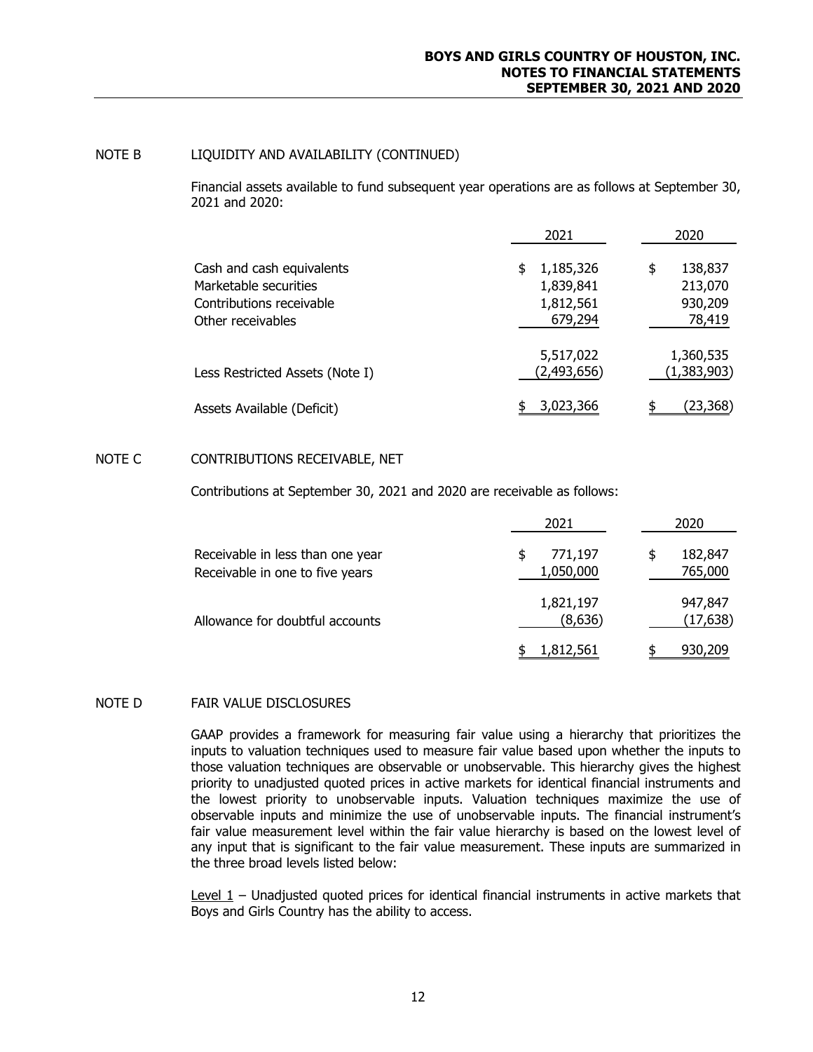## NOTE B LIQUIDITY AND AVAILABILITY (CONTINUED)

Financial assets available to fund subsequent year operations are as follows at September 30, 2021 and 2020:

| | 2021 | 2020 |
|---|---|---|
| Cash and cash equivalents | $ 1,185,326 | $ 138,837 |
| Marketable securities | 1,839,841 | 213,070 |
| Contributions receivable | 1,812,561 | 930,209 |
| Other receivables | 679,294 | 78,419 |
| | 5,517,022 | 1,360,535 |
| Less Restricted Assets (Note I) | (2,493,656) | (1,383,903) |
| Assets Available (Deficit) | $ 3,023,366 | $ (23,368) |

## NOTE C CONTRIBUTIONS RECEIVABLE, NET

Contributions at September 30, 2021 and 2020 are receivable as follows:

| | 2021 | 2020 |
|---|---|---|
| Receivable in less than one year | $ 771,197 | $ 182,847 |
| Receivable in one to five years | 1,050,000 | 765,000 |
| | 1,821,197 | 947,847 |
| Allowance for doubtful accounts | (8,636) | (17,638) |
| | $ 1,812,561 | $ 930,209 |

## NOTE D FAIR VALUE DISCLOSURES

GAAP provides a framework for measuring fair value using a hierarchy that prioritizes the inputs to valuation techniques used to measure fair value based upon whether the inputs to those valuation techniques are observable or unobservable. This hierarchy gives the highest priority to unadjusted quoted prices in active markets for identical financial instruments and the lowest priority to unobservable inputs. Valuation techniques maximize the use of observable inputs and minimize the use of unobservable inputs. The financial instrument's fair value measurement level within the fair value hierarchy is based on the lowest level of any input that is significant to the fair value measurement. These inputs are summarized in the three broad levels listed below:

Level 1 – Unadjusted quoted prices for identical financial instruments in active markets that Boys and Girls Country has the ability to access.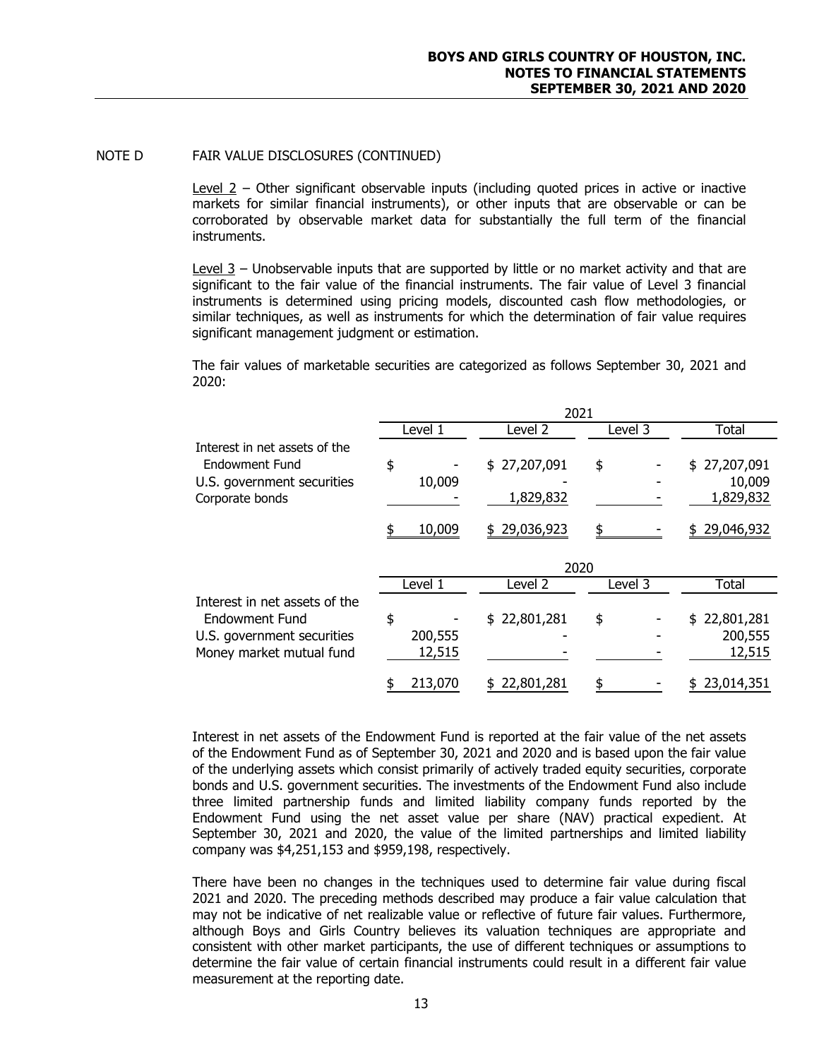NOTE D FAIR VALUE DISCLOSURES (CONTINUED)

Level 2 – Other significant observable inputs (including quoted prices in active or inactive markets for similar financial instruments), or other inputs that are observable or can be corroborated by observable market data for substantially the full term of the financial instruments.

Level 3 – Unobservable inputs that are supported by little or no market activity and that are significant to the fair value of the financial instruments. The fair value of Level 3 financial instruments is determined using pricing models, discounted cash flow methodologies, or similar techniques, as well as instruments for which the determination of fair value requires significant management judgment or estimation.

The fair values of marketable securities are categorized as follows September 30, 2021 and 2020:

| | 2021 | | | |
|---|---|---|---|---|
| | Level 1 | Level 2 | Level 3 | Total |
| Interest in net assets of the Endowment Fund | $ - | $ 27,207,091 | $ - | $ 27,207,091 |
| U.S. government securities | 10,009 | - | - | 10,009 |
| Corporate bonds | - | 1,829,832 | - | 1,829,832 |
| | $ 10,009 | $ 29,036,923 | $ - | $ 29,046,932 |

| | 2020 | | | |
|---|---|---|---|---|
| | Level 1 | Level 2 | Level 3 | Total |
| Interest in net assets of the Endowment Fund | $ - | $ 22,801,281 | $ - | $ 22,801,281 |
| U.S. government securities | 200,555 | - | - | 200,555 |
| Money market mutual fund | 12,515 | - | - | 12,515 |
| | $ 213,070 | $ 22,801,281 | $ - | $ 23,014,351 |

Interest in net assets of the Endowment Fund is reported at the fair value of the net assets of the Endowment Fund as of September 30, 2021 and 2020 and is based upon the fair value of the underlying assets which consist primarily of actively traded equity securities, corporate bonds and U.S. government securities. The investments of the Endowment Fund also include three limited partnership funds and limited liability company funds reported by the Endowment Fund using the net asset value per share (NAV) practical expedient. At September 30, 2021 and 2020, the value of the limited partnerships and limited liability company was $4,251,153 and $959,198, respectively.

There have been no changes in the techniques used to determine fair value during fiscal 2021 and 2020. The preceding methods described may produce a fair value calculation that may not be indicative of net realizable value or reflective of future fair values. Furthermore, although Boys and Girls Country believes its valuation techniques are appropriate and consistent with other market participants, the use of different techniques or assumptions to determine the fair value of certain financial instruments could result in a different fair value measurement at the reporting date.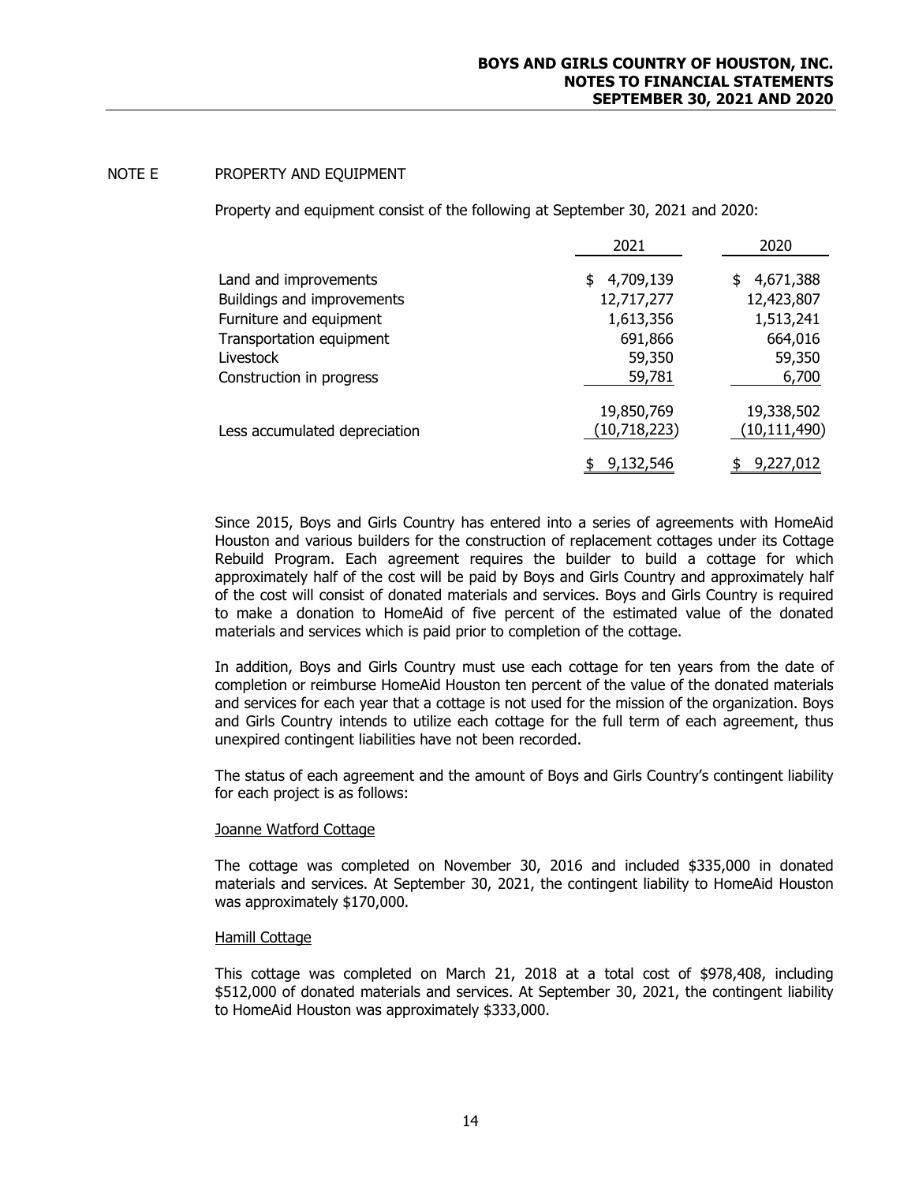## NOTE E PROPERTY AND EQUIPMENT

Property and equipment consist of the following at September 30, 2021 and 2020:

| | 2021 | 2020 |
|---|---|---|
| Land and improvements | $ 4,709,139 | $ 4,671,388 |
| Buildings and improvements | 12,717,277 | 12,423,807 |
| Furniture and equipment | 1,613,356 | 1,513,241 |
| Transportation equipment | 691,866 | 664,016 |
| Livestock | 59,350 | 59,350 |
| Construction in progress | 59,781 | 6,700 |
| | 19,850,769 | 19,338,502 |
| Less accumulated depreciation | (10,718,223) | (10,111,490) |
| | $ 9,132,546 | $ 9,227,012 |

Since 2015, Boys and Girls Country has entered into a series of agreements with HomeAid Houston and various builders for the construction of replacement cottages under its Cottage Rebuild Program. Each agreement requires the builder to build a cottage for which approximately half of the cost will be paid by Boys and Girls Country and approximately half of the cost will consist of donated materials and services. Boys and Girls Country is required to make a donation to HomeAid of five percent of the estimated value of the donated materials and services which is paid prior to completion of the cottage.

In addition, Boys and Girls Country must use each cottage for ten years from the date of completion or reimburse HomeAid Houston ten percent of the value of the donated materials and services for each year that a cottage is not used for the mission of the organization. Boys and Girls Country intends to utilize each cottage for the full term of each agreement, thus unexpired contingent liabilities have not been recorded.

The status of each agreement and the amount of Boys and Girls Country's contingent liability for each project is as follows:

Joanne Watford Cottage

The cottage was completed on November 30, 2016 and included $335,000 in donated materials and services. At September 30, 2021, the contingent liability to HomeAid Houston was approximately $170,000.

Hamill Cottage

This cottage was completed on March 21, 2018 at a total cost of $978,408, including $512,000 of donated materials and services. At September 30, 2021, the contingent liability to HomeAid Houston was approximately $333,000.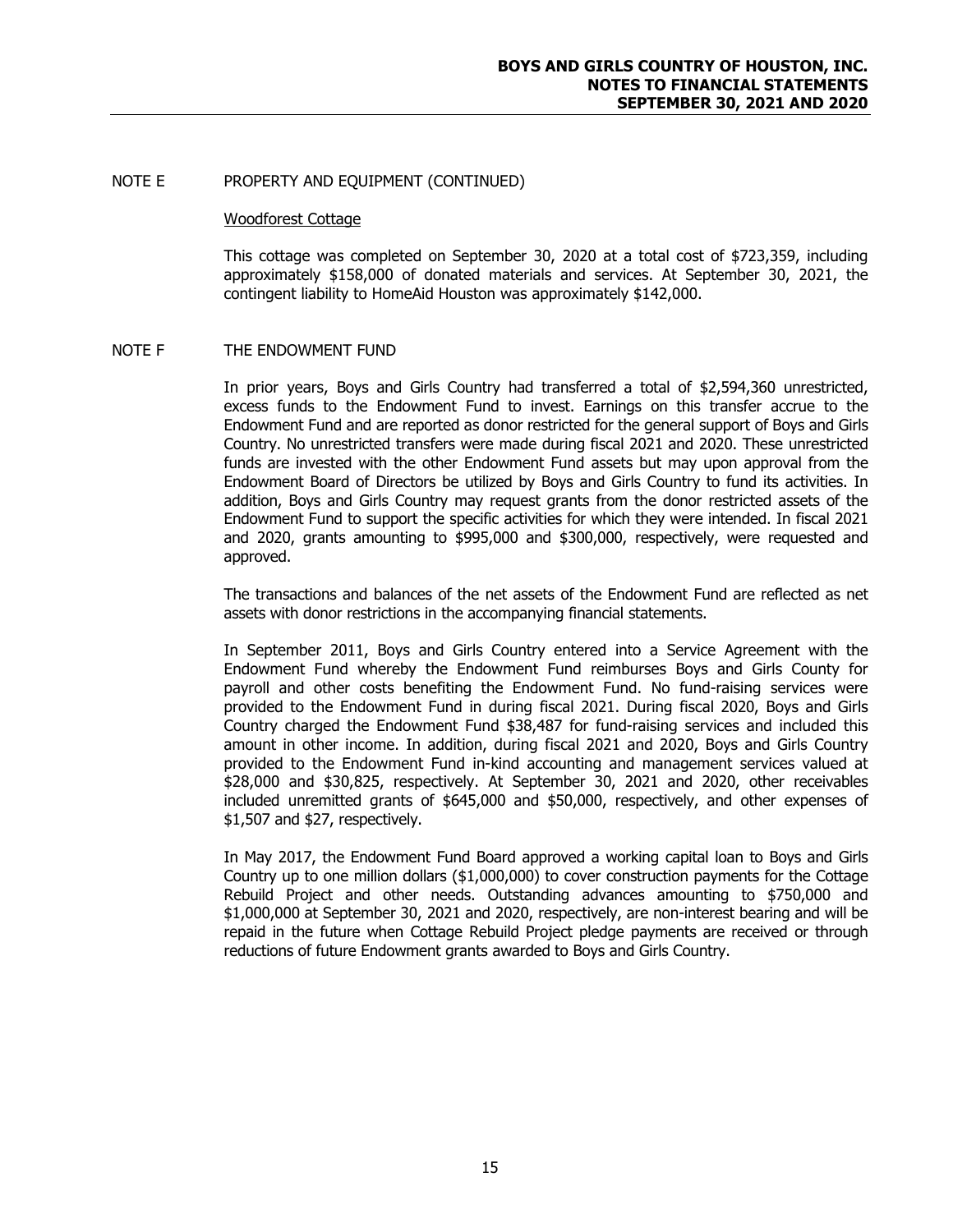## NOTE E PROPERTY AND EQUIPMENT (CONTINUED)

Woodforest Cottage

This cottage was completed on September 30, 2020 at a total cost of $723,359, including approximately $158,000 of donated materials and services. At September 30, 2021, the contingent liability to HomeAid Houston was approximately $142,000.

## NOTE F THE ENDOWMENT FUND

In prior years, Boys and Girls Country had transferred a total of $2,594,360 unrestricted, excess funds to the Endowment Fund to invest. Earnings on this transfer accrue to the Endowment Fund and are reported as donor restricted for the general support of Boys and Girls Country. No unrestricted transfers were made during fiscal 2021 and 2020. These unrestricted funds are invested with the other Endowment Fund assets but may upon approval from the Endowment Board of Directors be utilized by Boys and Girls Country to fund its activities. In addition, Boys and Girls Country may request grants from the donor restricted assets of the Endowment Fund to support the specific activities for which they were intended. In fiscal 2021 and 2020, grants amounting to $995,000 and $300,000, respectively, were requested and approved.

The transactions and balances of the net assets of the Endowment Fund are reflected as net assets with donor restrictions in the accompanying financial statements.

In September 2011, Boys and Girls Country entered into a Service Agreement with the Endowment Fund whereby the Endowment Fund reimburses Boys and Girls County for payroll and other costs benefiting the Endowment Fund. No fund-raising services were provided to the Endowment Fund in during fiscal 2021. During fiscal 2020, Boys and Girls Country charged the Endowment Fund $38,487 for fund-raising services and included this amount in other income. In addition, during fiscal 2021 and 2020, Boys and Girls Country provided to the Endowment Fund in-kind accounting and management services valued at $28,000 and $30,825, respectively. At September 30, 2021 and 2020, other receivables included unremitted grants of $645,000 and $50,000, respectively, and other expenses of $1,507 and $27, respectively.

In May 2017, the Endowment Fund Board approved a working capital loan to Boys and Girls Country up to one million dollars ($1,000,000) to cover construction payments for the Cottage Rebuild Project and other needs. Outstanding advances amounting to $750,000 and $1,000,000 at September 30, 2021 and 2020, respectively, are non-interest bearing and will be repaid in the future when Cottage Rebuild Project pledge payments are received or through reductions of future Endowment grants awarded to Boys and Girls Country.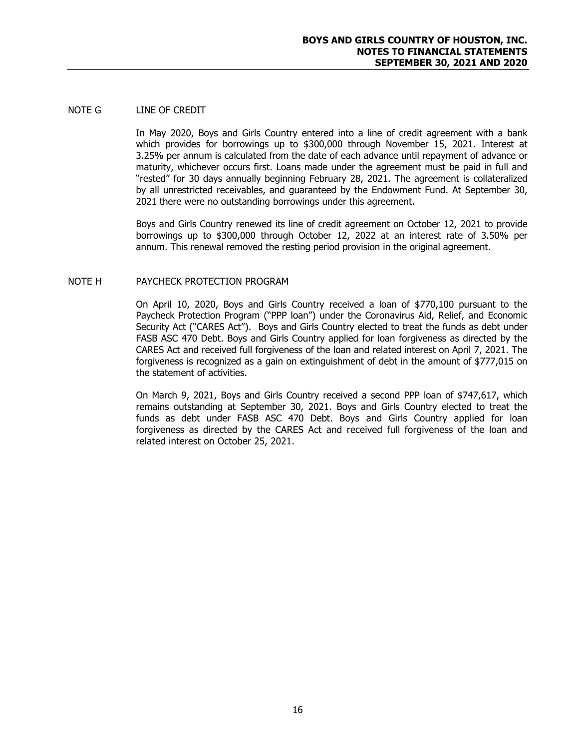## NOTE G LINE OF CREDIT

In May 2020, Boys and Girls Country entered into a line of credit agreement with a bank which provides for borrowings up to $300,000 through November 15, 2021. Interest at 3.25% per annum is calculated from the date of each advance until repayment of advance or maturity, whichever occurs first. Loans made under the agreement must be paid in full and "rested" for 30 days annually beginning February 28, 2021. The agreement is collateralized by all unrestricted receivables, and guaranteed by the Endowment Fund. At September 30, 2021 there were no outstanding borrowings under this agreement.

Boys and Girls Country renewed its line of credit agreement on October 12, 2021 to provide borrowings up to $300,000 through October 12, 2022 at an interest rate of 3.50% per annum. This renewal removed the resting period provision in the original agreement.

## NOTE H PAYCHECK PROTECTION PROGRAM

On April 10, 2020, Boys and Girls Country received a loan of $770,100 pursuant to the Paycheck Protection Program ("PPP loan") under the Coronavirus Aid, Relief, and Economic Security Act ("CARES Act"). Boys and Girls Country elected to treat the funds as debt under FASB ASC 470 Debt. Boys and Girls Country applied for loan forgiveness as directed by the CARES Act and received full forgiveness of the loan and related interest on April 7, 2021. The forgiveness is recognized as a gain on extinguishment of debt in the amount of $777,015 on the statement of activities.

On March 9, 2021, Boys and Girls Country received a second PPP loan of $747,617, which remains outstanding at September 30, 2021. Boys and Girls Country elected to treat the funds as debt under FASB ASC 470 Debt. Boys and Girls Country applied for loan forgiveness as directed by the CARES Act and received full forgiveness of the loan and related interest on October 25, 2021.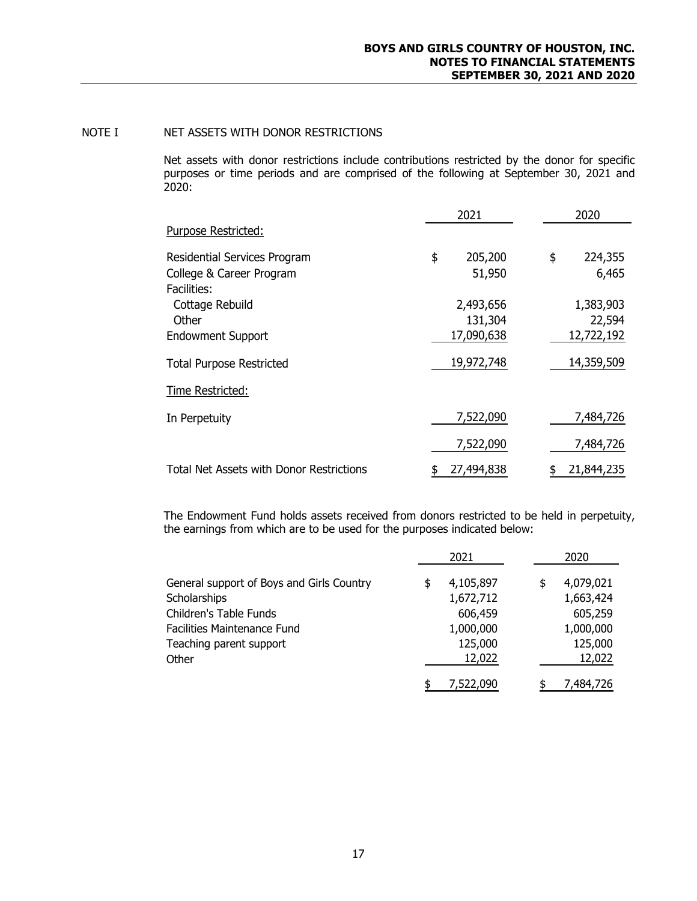## NOTE I NET ASSETS WITH DONOR RESTRICTIONS

Net assets with donor restrictions include contributions restricted by the donor for specific purposes or time periods and are comprised of the following at September 30, 2021 and 2020:

| | 2021 | 2020 |
|---|---|---|
| Purpose Restricted: | | |
| Residential Services Program | $ 205,200 | $ 224,355 |
| College & Career Program | 51,950 | 6,465 |
| Facilities: | | |
| Cottage Rebuild | 2,493,656 | 1,383,903 |
| Other | 131,304 | 22,594 |
| Endowment Support | 17,090,638 | 12,722,192 |
| Total Purpose Restricted | 19,972,748 | 14,359,509 |
| Time Restricted: | | |
| In Perpetuity | 7,522,090 | 7,484,726 |
| | 7,522,090 | 7,484,726 |
| Total Net Assets with Donor Restrictions | $ 27,494,838 | $ 21,844,235 |

The Endowment Fund holds assets received from donors restricted to be held in perpetuity, the earnings from which are to be used for the purposes indicated below:

| | 2021 | 2020 |
|---|---|---|
| General support of Boys and Girls Country | $ 4,105,897 | $ 4,079,021 |
| Scholarships | 1,672,712 | 1,663,424 |
| Children's Table Funds | 606,459 | 605,259 |
| Facilities Maintenance Fund | 1,000,000 | 1,000,000 |
| Teaching parent support | 125,000 | 125,000 |
| Other | 12,022 | 12,022 |
| | $ 7,522,090 | $ 7,484,726 |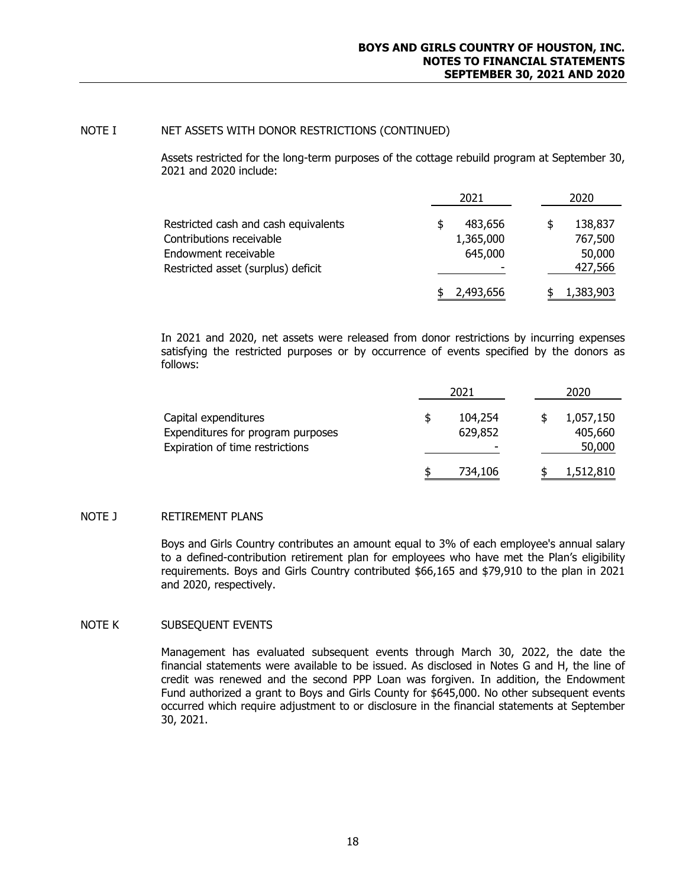## NOTE I NET ASSETS WITH DONOR RESTRICTIONS (CONTINUED)

Assets restricted for the long-term purposes of the cottage rebuild program at September 30, 2021 and 2020 include:

| | 2021 | 2020 |
|---|---|---|
| Restricted cash and cash equivalents | $ 483,656 | $ 138,837 |
| Contributions receivable | 1,365,000 | 767,500 |
| Endowment receivable | 645,000 | 50,000 |
| Restricted asset (surplus) deficit | - | 427,566 |
| | $ 2,493,656 | $ 1,383,903 |

In 2021 and 2020, net assets were released from donor restrictions by incurring expenses satisfying the restricted purposes or by occurrence of events specified by the donors as follows:

| | 2021 | 2020 |
|---|---|---|
| Capital expenditures | $ 104,254 | $ 1,057,150 |
| Expenditures for program purposes | 629,852 | 405,660 |
| Expiration of time restrictions | - | 50,000 |
| | $ 734,106 | $ 1,512,810 |

## NOTE J RETIREMENT PLANS

Boys and Girls Country contributes an amount equal to 3% of each employee's annual salary to a defined-contribution retirement plan for employees who have met the Plan's eligibility requirements. Boys and Girls Country contributed $66,165 and $79,910 to the plan in 2021 and 2020, respectively.

## NOTE K SUBSEQUENT EVENTS

Management has evaluated subsequent events through March 30, 2022, the date the financial statements were available to be issued. As disclosed in Notes G and H, the line of credit was renewed and the second PPP Loan was forgiven. In addition, the Endowment Fund authorized a grant to Boys and Girls County for $645,000. No other subsequent events occurred which require adjustment to or disclosure in the financial statements at September 30, 2021.